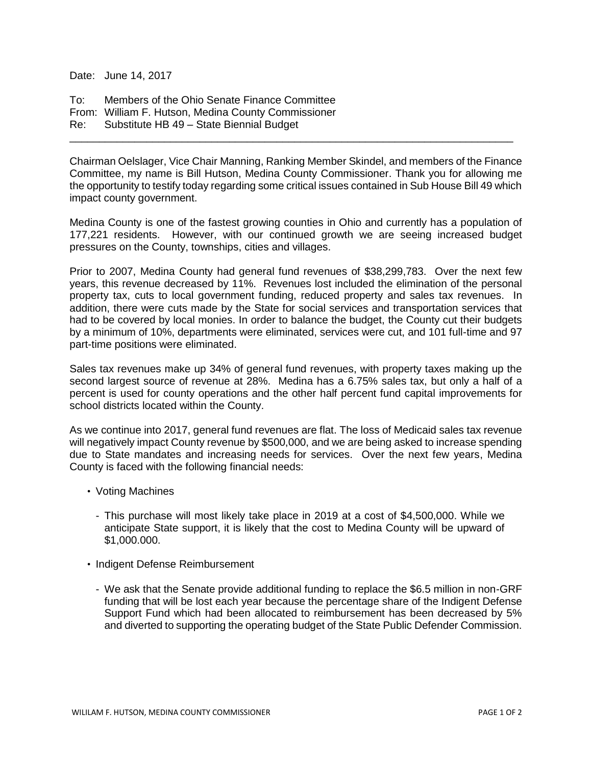Date: June 14, 2017

To: Members of the Ohio Senate Finance Committee
From: William F. Hutson, Medina County Commissioner
Re: Substitute HB 49 – State Biennial Budget

---

Chairman Oelslager, Vice Chair Manning, Ranking Member Skindel, and members of the Finance Committee, my name is Bill Hutson, Medina County Commissioner. Thank you for allowing me the opportunity to testify today regarding some critical issues contained in Sub House Bill 49 which impact county government.

Medina County is one of the fastest growing counties in Ohio and currently has a population of 177,221 residents. However, with our continued growth we are seeing increased budget pressures on the County, townships, cities and villages.

Prior to 2007, Medina County had general fund revenues of $38,299,783. Over the next few years, this revenue decreased by 11%. Revenues lost included the elimination of the personal property tax, cuts to local government funding, reduced property and sales tax revenues. In addition, there were cuts made by the State for social services and transportation services that had to be covered by local monies. In order to balance the budget, the County cut their budgets by a minimum of 10%, departments were eliminated, services were cut, and 101 full-time and 97 part-time positions were eliminated.

Sales tax revenues make up 34% of general fund revenues, with property taxes making up the second largest source of revenue at 28%. Medina has a 6.75% sales tax, but only a half of a percent is used for county operations and the other half percent fund capital improvements for school districts located within the County.

As we continue into 2017, general fund revenues are flat. The loss of Medicaid sales tax revenue will negatively impact County revenue by $500,000, and we are being asked to increase spending due to State mandates and increasing needs for services. Over the next few years, Medina County is faced with the following financial needs:

- Voting Machines
  - This purchase will most likely take place in 2019 at a cost of $4,500,000. While we anticipate State support, it is likely that the cost to Medina County will be upward of $1,000.000.
- Indigent Defense Reimbursement
  - We ask that the Senate provide additional funding to replace the $6.5 million in non-GRF funding that will be lost each year because the percentage share of the Indigent Defense Support Fund which had been allocated to reimbursement has been decreased by 5% and diverted to supporting the operating budget of the State Public Defender Commission.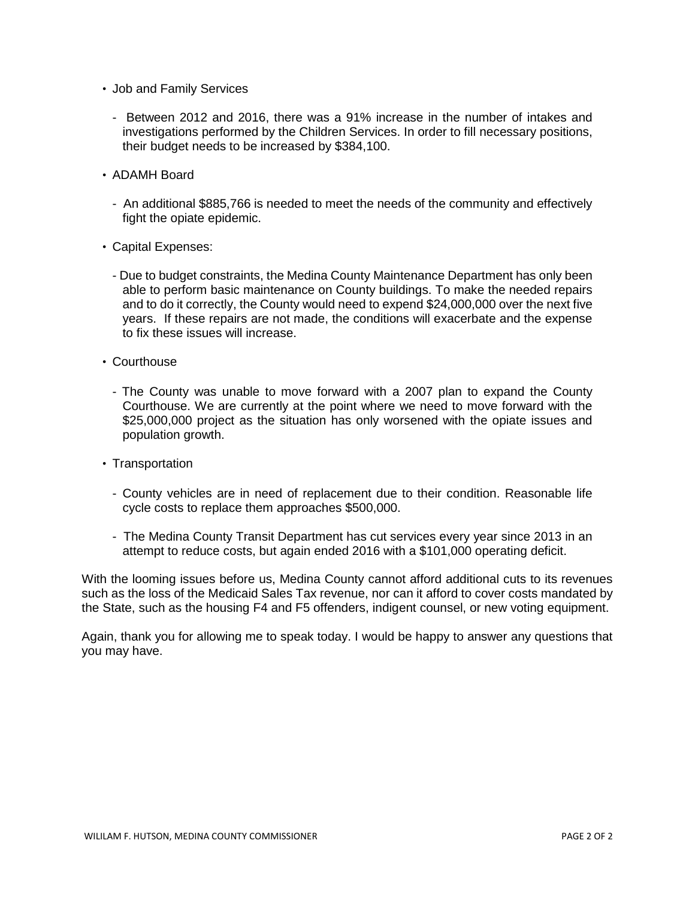- Job and Family Services
  - Between 2012 and 2016, there was a 91% increase in the number of intakes and investigations performed by the Children Services. In order to fill necessary positions, their budget needs to be increased by $384,100.
- ADAMH Board
  - An additional $885,766 is needed to meet the needs of the community and effectively fight the opiate epidemic.
- Capital Expenses:
  - Due to budget constraints, the Medina County Maintenance Department has only been able to perform basic maintenance on County buildings. To make the needed repairs and to do it correctly, the County would need to expend $24,000,000 over the next five years. If these repairs are not made, the conditions will exacerbate and the expense to fix these issues will increase.
- Courthouse
  - The County was unable to move forward with a 2007 plan to expand the County Courthouse. We are currently at the point where we need to move forward with the $25,000,000 project as the situation has only worsened with the opiate issues and population growth.
- Transportation
  - County vehicles are in need of replacement due to their condition. Reasonable life cycle costs to replace them approaches $500,000.
  - The Medina County Transit Department has cut services every year since 2013 in an attempt to reduce costs, but again ended 2016 with a $101,000 operating deficit.

With the looming issues before us, Medina County cannot afford additional cuts to its revenues such as the loss of the Medicaid Sales Tax revenue, nor can it afford to cover costs mandated by the State, such as the housing F4 and F5 offenders, indigent counsel, or new voting equipment.

Again, thank you for allowing me to speak today. I would be happy to answer any questions that you may have.